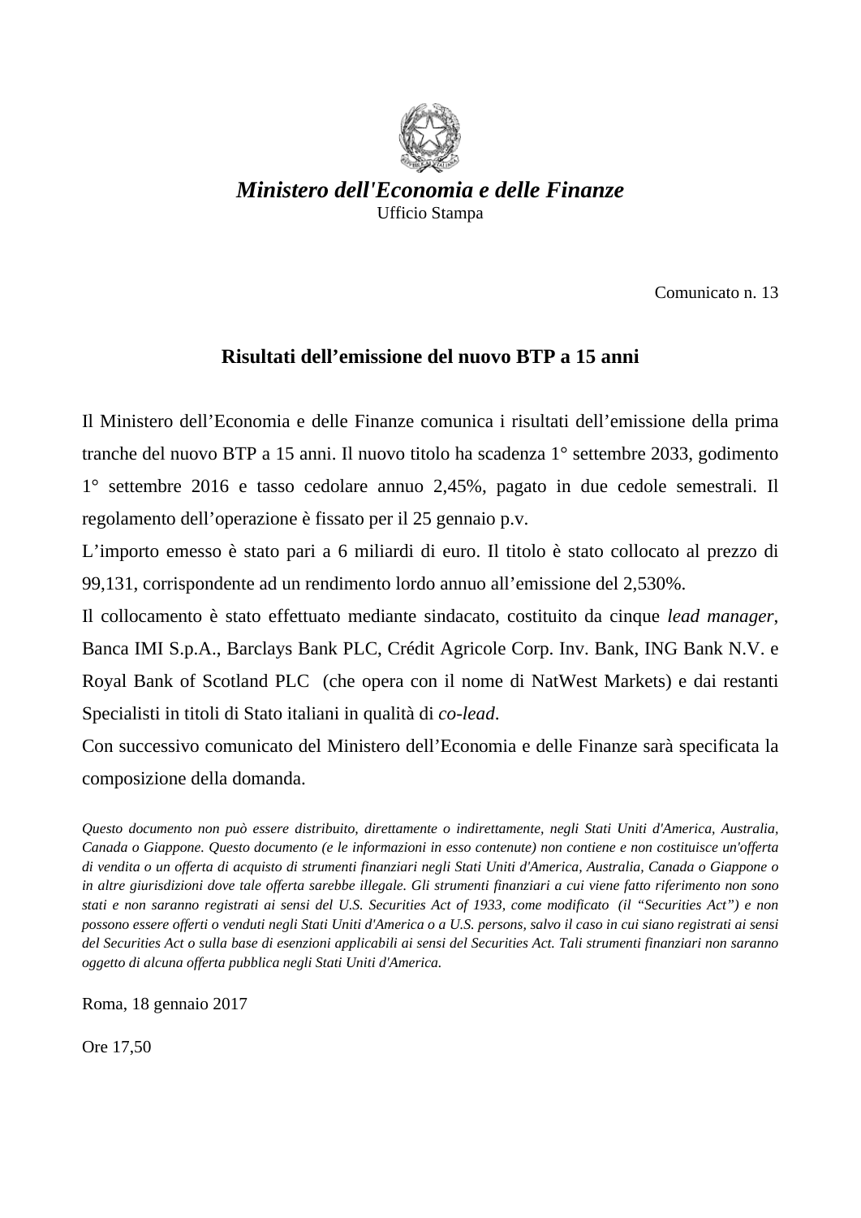*Ministero dell'Economia e delle Finanze*

Ufficio Stampa

Comunicato n. 13

## Risultati dell’emissione del nuovo BTP a 15 anni

Il Ministero dell’Economia e delle Finanze comunica i risultati dell’emissione della prima tranche del nuovo BTP a 15 anni. Il nuovo titolo ha scadenza 1° settembre 2033, godimento 1° settembre 2016 e tasso cedolare annuo 2,45%, pagato in due cedole semestrali. Il regolamento dell’operazione è fissato per il 25 gennaio p.v.

L’importo emesso è stato pari a 6 miliardi di euro. Il titolo è stato collocato al prezzo di 99,131, corrispondente ad un rendimento lordo annuo all’emissione del 2,530%.

Il collocamento è stato effettuato mediante sindacato, costituito da cinque *lead manager*, Banca IMI S.p.A., Barclays Bank PLC, Crédit Agricole Corp. Inv. Bank, ING Bank N.V. e Royal Bank of Scotland PLC (che opera con il nome di NatWest Markets) e dai restanti Specialisti in titoli di Stato italiani in qualità di *co-lead*.

Con successivo comunicato del Ministero dell’Economia e delle Finanze sarà specificata la composizione della domanda.

*Questo documento non può essere distribuito, direttamente o indirettamente, negli Stati Uniti d'America, Australia, Canada o Giappone. Questo documento (e le informazioni in esso contenute) non contiene e non costituisce un'offerta di vendita o un offerta di acquisto di strumenti finanziari negli Stati Uniti d'America, Australia, Canada o Giappone o in altre giurisdizioni dove tale offerta sarebbe illegale. Gli strumenti finanziari a cui viene fatto riferimento non sono stati e non saranno registrati ai sensi del U.S. Securities Act of 1933, come modificato (il “Securities Act”) e non possono essere offerti o venduti negli Stati Uniti d'America o a U.S. persons, salvo il caso in cui siano registrati ai sensi del Securities Act o sulla base di esenzioni applicabili ai sensi del Securities Act. Tali strumenti finanziari non saranno oggetto di alcuna offerta pubblica negli Stati Uniti d'America.*

Roma, 18 gennaio 2017

Ore 17,50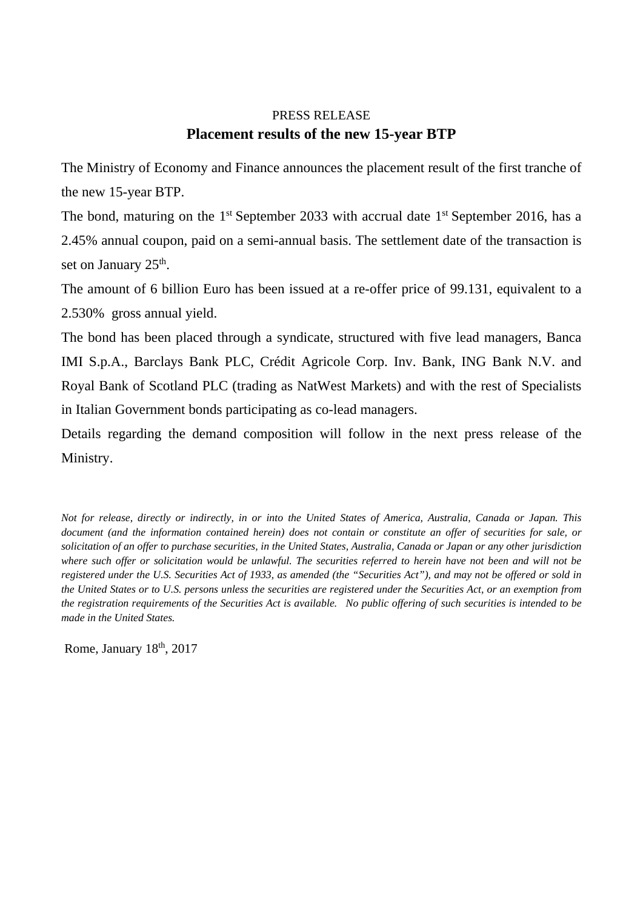PRESS RELEASE

**Placement results of the new 15-year BTP**

The Ministry of Economy and Finance announces the placement result of the first tranche of the new 15-year BTP.

The bond, maturing on the 1st September 2033 with accrual date 1st September 2016, has a 2.45% annual coupon, paid on a semi-annual basis. The settlement date of the transaction is set on January 25th.

The amount of 6 billion Euro has been issued at a re-offer price of 99.131, equivalent to a 2.530% gross annual yield.

The bond has been placed through a syndicate, structured with five lead managers, Banca IMI S.p.A., Barclays Bank PLC, Crédit Agricole Corp. Inv. Bank, ING Bank N.V. and Royal Bank of Scotland PLC (trading as NatWest Markets) and with the rest of Specialists in Italian Government bonds participating as co-lead managers.

Details regarding the demand composition will follow in the next press release of the Ministry.

***Not for release, directly or indirectly, in or into the United States of America, Australia, Canada or Japan. This document (and the information contained herein) does not contain or constitute an offer of securities for sale, or solicitation of an offer to purchase securities, in the United States, Australia, Canada or Japan or any other jurisdiction where such offer or solicitation would be unlawful. The securities referred to herein have not been and will not be registered under the U.S. Securities Act of 1933, as amended (the "Securities Act"), and may not be offered or sold in the United States or to U.S. persons unless the securities are registered under the Securities Act, or an exemption from the registration requirements of the Securities Act is available. No public offering of such securities is intended to be made in the United States.***

Rome, January 18th, 2017